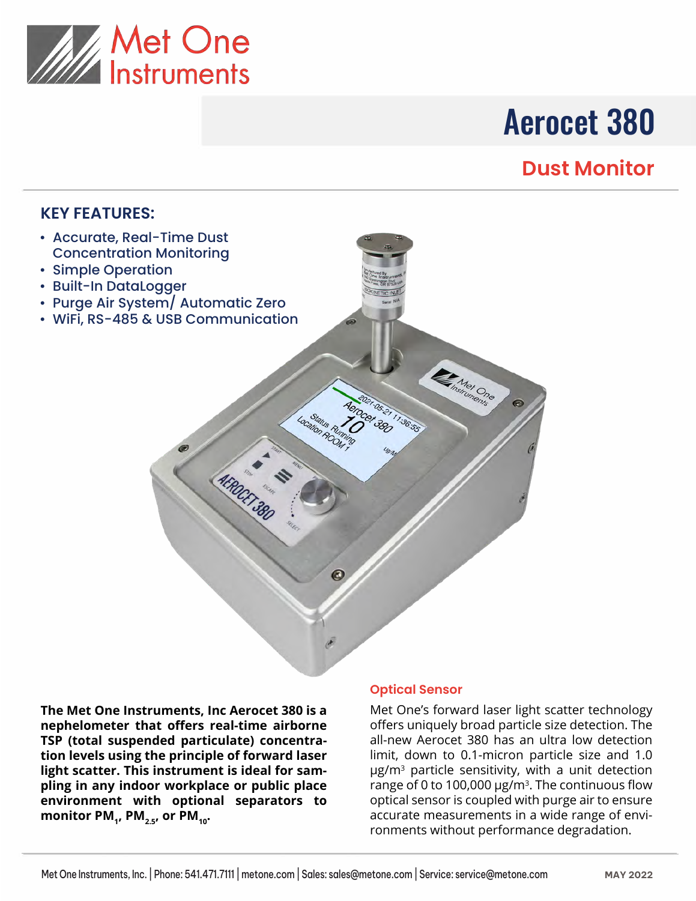Met One Instruments

# Aerocet 380

## Dust Monitor

### KEY FEATURES:

- Accurate, Real-Time Dust Concentration Monitoring
- Simple Operation
- Built-In DataLogger
- Purge Air System/ Automatic Zero
- WiFi, RS-485 & USB Communication

**The Met One Instruments, Inc Aerocet 380 is a nephelometer that offers real-time airborne TSP (total suspended particulate) concentration levels using the principle of forward laser light scatter. This instrument is ideal for sampling in any indoor workplace or public place environment with optional separators to monitor $PM_1$, $PM_{2.5}$, or $PM_{10}$.**

### Optical Sensor

Met One's forward laser light scatter technology offers uniquely broad particle size detection. The all-new Aerocet 380 has an ultra low detection limit, down to 0.1-micron particle size and 1.0 μg/m³ particle sensitivity, with a unit detection range of 0 to 100,000 μg/m³. The continuous flow optical sensor is coupled with purge air to ensure accurate measurements in a wide range of environments without performance degradation.

Met One Instruments, Inc. | Phone: 541.471.7111 | metone.com | Sales: sales@metone.com | Service: service@metone.com

MAY 2022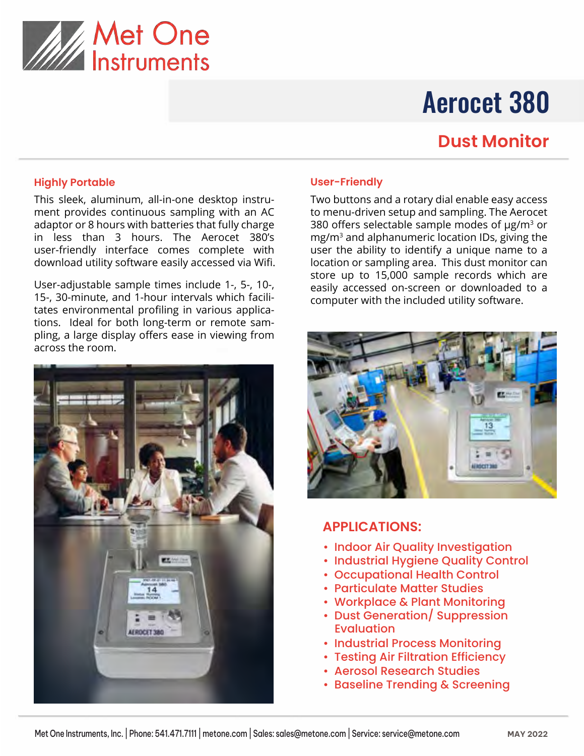Met One Instruments

# Aerocet 380

## Dust Monitor

### Highly Portable

This sleek, aluminum, all-in-one desktop instrument provides continuous sampling with an AC adaptor or 8 hours with batteries that fully charge in less than 3 hours. The Aerocet 380's user-friendly interface comes complete with download utility software easily accessed via Wifi.

User-adjustable sample times include 1-, 5-, 10-, 15-, 30-minute, and 1-hour intervals which facilitates environmental profiling in various applications. Ideal for both long-term or remote sampling, a large display offers ease in viewing from across the room.

### User-Friendly

Two buttons and a rotary dial enable easy access to menu-driven setup and sampling. The Aerocet 380 offers selectable sample modes of μg/m³ or mg/m³ and alphanumeric location IDs, giving the user the ability to identify a unique name to a location or sampling area. This dust monitor can store up to 15,000 sample records which are easily accessed on-screen or downloaded to a computer with the included utility software.

### APPLICATIONS:

- Indoor Air Quality Investigation
- Industrial Hygiene Quality Control
- Occupational Health Control
- Particulate Matter Studies
- Workplace & Plant Monitoring
- Dust Generation/ Suppression Evaluation
- Industrial Process Monitoring
- Testing Air Filtration Efficiency
- Aerosol Research Studies
- Baseline Trending & Screening

Met One Instruments, Inc. | Phone: 541.471.7111 | metone.com | Sales: sales@metone.com | Service: service@metone.com

MAY 2022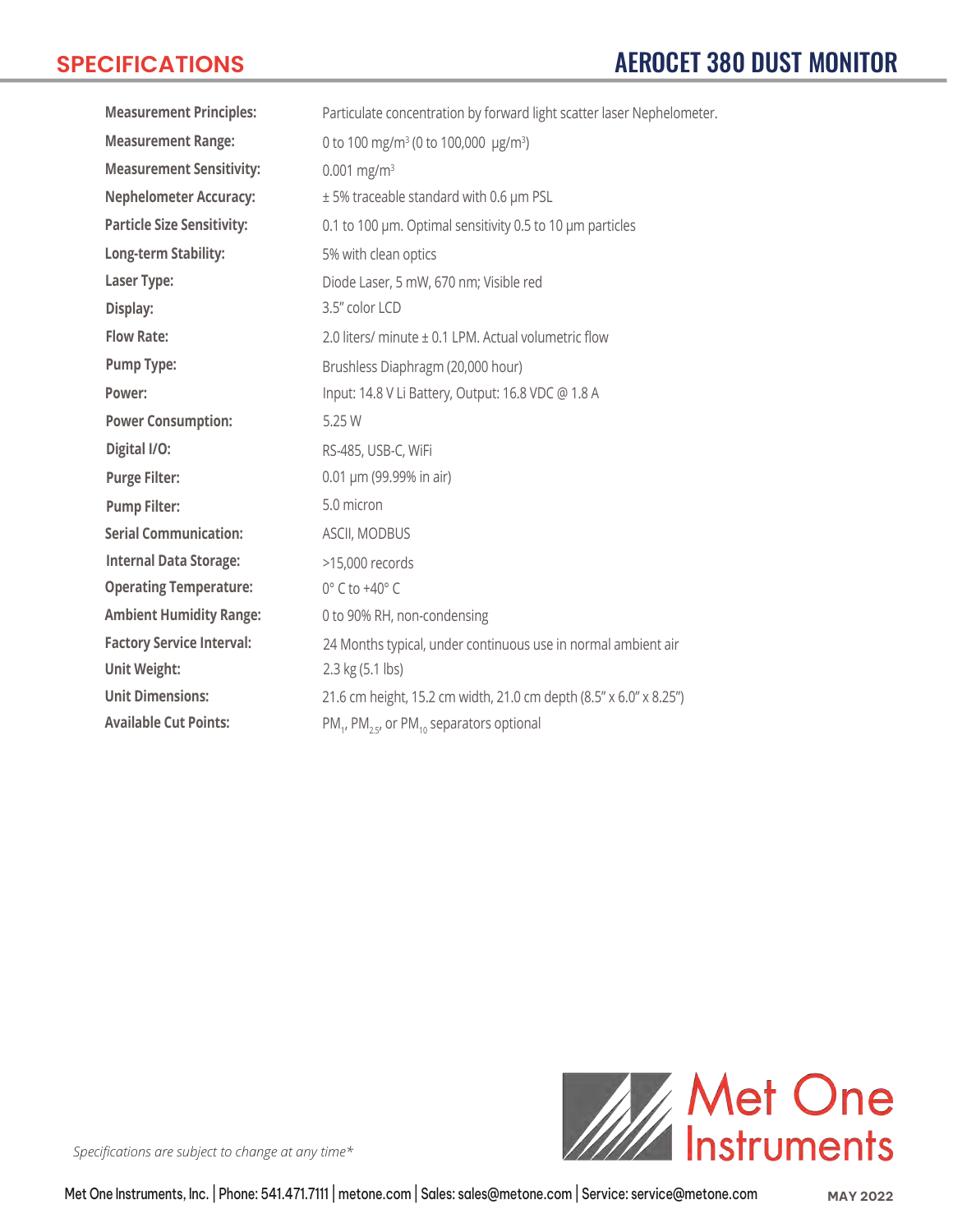# SPECIFICATIONS

## AEROCET 380 DUST MONITOR

| | |
|---|---|
| **Measurement Principles:** | Particulate concentration by forward light scatter laser Nephelometer. |
| **Measurement Range:** | 0 to 100 mg/m$^3$ (0 to 100,000 µg/m$^3$) |
| **Measurement Sensitivity:** | 0.001 mg/m$^3$ |
| **Nephelometer Accuracy:** | ± 5% traceable standard with 0.6 µm PSL |
| **Particle Size Sensitivity:** | 0.1 to 100 µm. Optimal sensitivity 0.5 to 10 µm particles |
| **Long-term Stability:** | 5% with clean optics |
| **Laser Type:** | Diode Laser, 5 mW, 670 nm; Visible red |
| **Display:** | 3.5" color LCD |
| **Flow Rate:** | 2.0 liters/ minute ± 0.1 LPM. Actual volumetric flow |
| **Pump Type:** | Brushless Diaphragm (20,000 hour) |
| **Power:** | Input: 14.8 V Li Battery, Output: 16.8 VDC @ 1.8 A |
| **Power Consumption:** | 5.25 W |
| **Digital I/O:** | RS-485, USB-C, WiFi |
| **Purge Filter:** | 0.01 µm (99.99% in air) |
| **Pump Filter:** | 5.0 micron |
| **Serial Communication:** | ASCII, MODBUS |
| **Internal Data Storage:** | >15,000 records |
| **Operating Temperature:** | 0° C to +40° C |
| **Ambient Humidity Range:** | 0 to 90% RH, non-condensing |
| **Factory Service Interval:** | 24 Months typical, under continuous use in normal ambient air |
| **Unit Weight:** | 2.3 kg (5.1 lbs) |
| **Unit Dimensions:** | 21.6 cm height, 15.2 cm width, 21.0 cm depth (8.5" x 6.0" x 8.25") |
| **Available Cut Points:** | $PM_1$, $PM_{2.5}$, or $PM_{10}$ separators optional |

*Specifications are subject to change at any time**

Met One Instruments

Met One Instruments, Inc. | Phone: 541.471.7111 | metone.com | Sales: sales@metone.com | Service: service@metone.com

MAY 2022